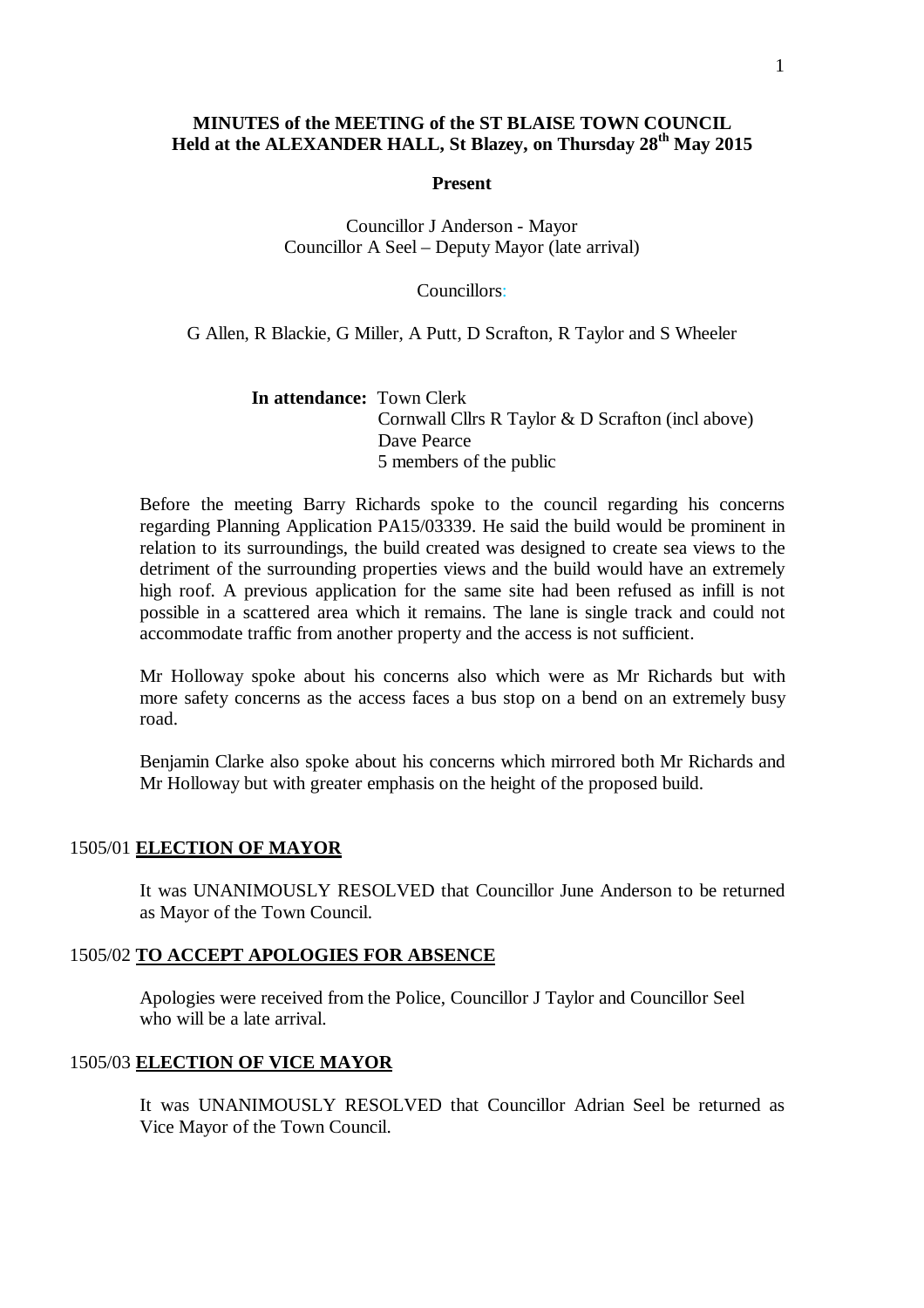# MINUTES of the MEETING of the ST BLAISE TOWN COUNCIL
## Held at the ALEXANDER HALL, St Blazey, on Thursday 28th May 2015

**Present**

Councillor J Anderson - Mayor
Councillor A Seel – Deputy Mayor (late arrival)

Councillors:

G Allen, R Blackie, G Miller, A Putt, D Scrafton, R Taylor and S Wheeler

**In attendance:** Town Clerk
Cornwall Cllrs R Taylor & D Scrafton (incl above)
Dave Pearce
5 members of the public

Before the meeting Barry Richards spoke to the council regarding his concerns regarding Planning Application PA15/03339. He said the build would be prominent in relation to its surroundings, the build created was designed to create sea views to the detriment of the surrounding properties views and the build would have an extremely high roof. A previous application for the same site had been refused as infill is not possible in a scattered area which it remains. The lane is single track and could not accommodate traffic from another property and the access is not sufficient.

Mr Holloway spoke about his concerns also which were as Mr Richards but with more safety concerns as the access faces a bus stop on a bend on an extremely busy road.

Benjamin Clarke also spoke about his concerns which mirrored both Mr Richards and Mr Holloway but with greater emphasis on the height of the proposed build.

### 1505/01 **ELECTION OF MAYOR**

It was UNANIMOUSLY RESOLVED that Councillor June Anderson to be returned as Mayor of the Town Council.

### 1505/02 **TO ACCEPT APOLOGIES FOR ABSENCE**

Apologies were received from the Police, Councillor J Taylor and Councillor Seel who will be a late arrival.

### 1505/03 **ELECTION OF VICE MAYOR**

It was UNANIMOUSLY RESOLVED that Councillor Adrian Seel be returned as Vice Mayor of the Town Council.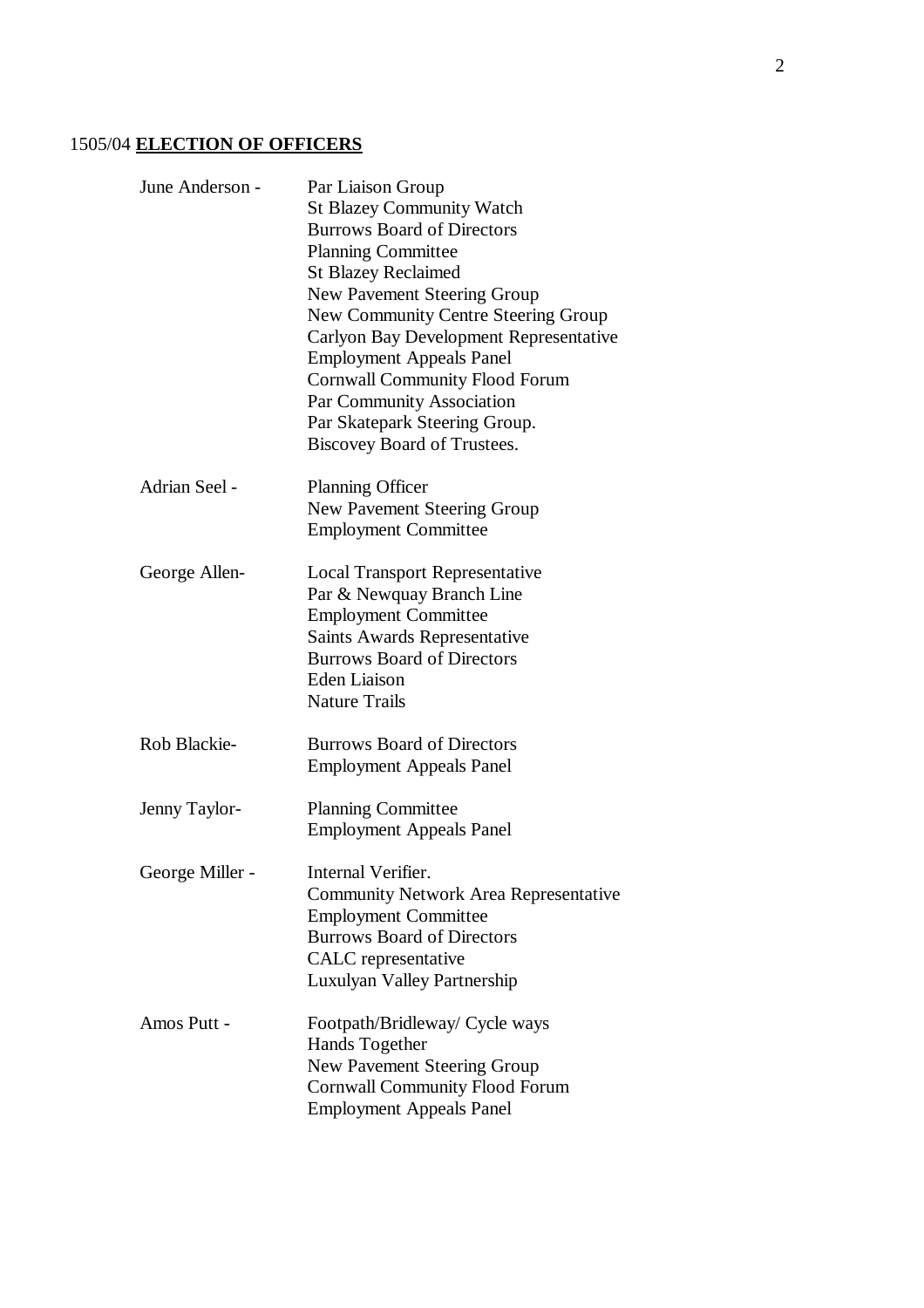1505/04 **ELECTION OF OFFICERS**

June Anderson -
- Par Liaison Group
- St Blazey Community Watch
- Burrows Board of Directors
- Planning Committee
- St Blazey Reclaimed
- New Pavement Steering Group
- New Community Centre Steering Group
- Carlyon Bay Development Representative
- Employment Appeals Panel
- Cornwall Community Flood Forum
- Par Community Association
- Par Skatepark Steering Group.
- Biscovey Board of Trustees.

Adrian Seel -
- Planning Officer
- New Pavement Steering Group
- Employment Committee

George Allen-
- Local Transport Representative
- Par & Newquay Branch Line
- Employment Committee
- Saints Awards Representative
- Burrows Board of Directors
- Eden Liaison
- Nature Trails

Rob Blackie-
- Burrows Board of Directors
- Employment Appeals Panel

Jenny Taylor-
- Planning Committee
- Employment Appeals Panel

George Miller -
- Internal Verifier.
- Community Network Area Representative
- Employment Committee
- Burrows Board of Directors
- CALC representative
- Luxulyan Valley Partnership

Amos Putt -
- Footpath/Bridleway/ Cycle ways
- Hands Together
- New Pavement Steering Group
- Cornwall Community Flood Forum
- Employment Appeals Panel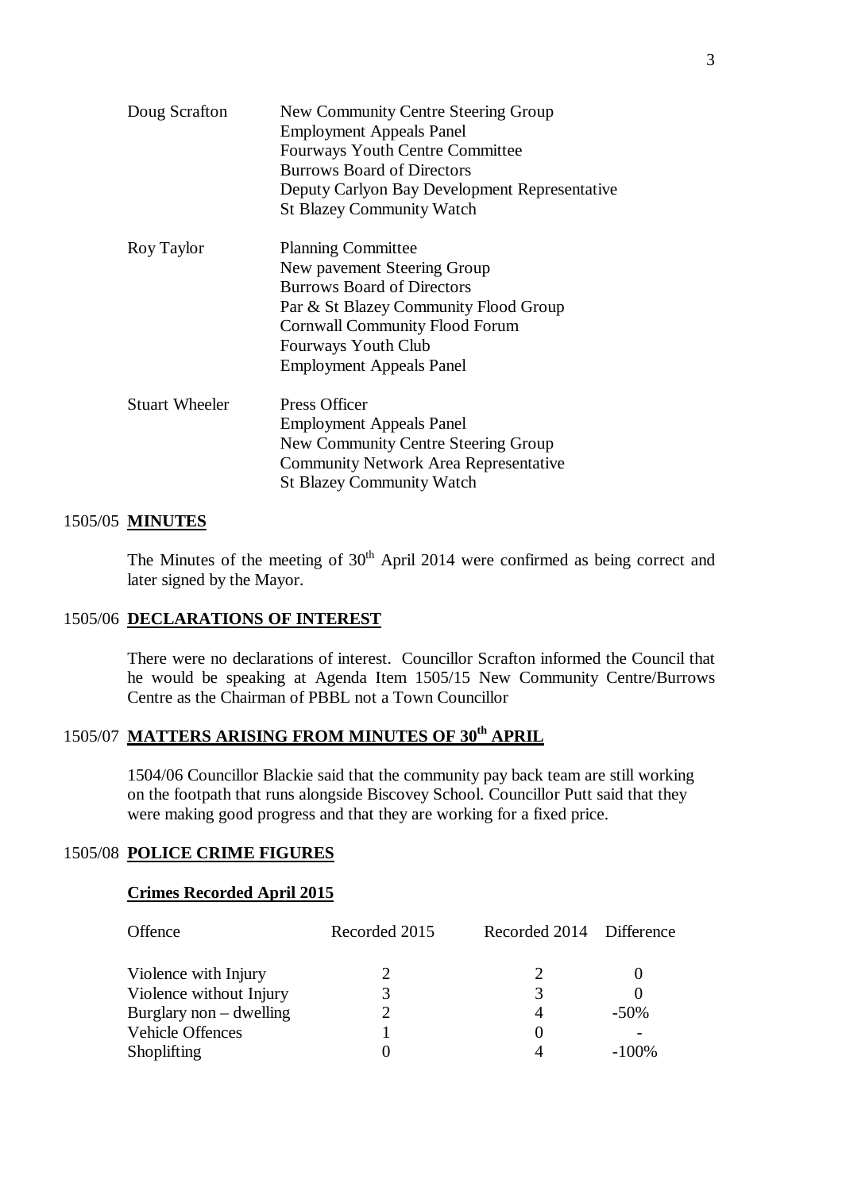| | |
|---|---|
| Doug Scrafton | New Community Centre Steering Group<br>Employment Appeals Panel<br>Fourways Youth Centre Committee<br>Burrows Board of Directors<br>Deputy Carlyon Bay Development Representative<br>St Blazey Community Watch |
| Roy Taylor | Planning Committee<br>New pavement Steering Group<br>Burrows Board of Directors<br>Par & St Blazey Community Flood Group<br>Cornwall Community Flood Forum<br>Fourways Youth Club<br>Employment Appeals Panel |
| Stuart Wheeler | Press Officer<br>Employment Appeals Panel<br>New Community Centre Steering Group<br>Community Network Area Representative<br>St Blazey Community Watch |

## 1505/05 **MINUTES**

The Minutes of the meeting of 30th April 2014 were confirmed as being correct and later signed by the Mayor.

## 1505/06 **DECLARATIONS OF INTEREST**

There were no declarations of interest. Councillor Scrafton informed the Council that he would be speaking at Agenda Item 1505/15 New Community Centre/Burrows Centre as the Chairman of PBBL not a Town Councillor

## 1505/07 **MATTERS ARISING FROM MINUTES OF 30th APRIL**

1504/06 Councillor Blackie said that the community pay back team are still working on the footpath that runs alongside Biscovey School. Councillor Putt said that they were making good progress and that they are working for a fixed price.

## 1505/08 **POLICE CRIME FIGURES**

**Crimes Recorded April 2015**

| Offence | Recorded 2015 | Recorded 2014 | Difference |
|---|---|---|---|
| Violence with Injury | 2 | 2 | 0 |
| Violence without Injury | 3 | 3 | 0 |
| Burglary non – dwelling | 2 | 4 | -50% |
| Vehicle Offences | 1 | 0 | - |
| Shoplifting | 0 | 4 | -100% |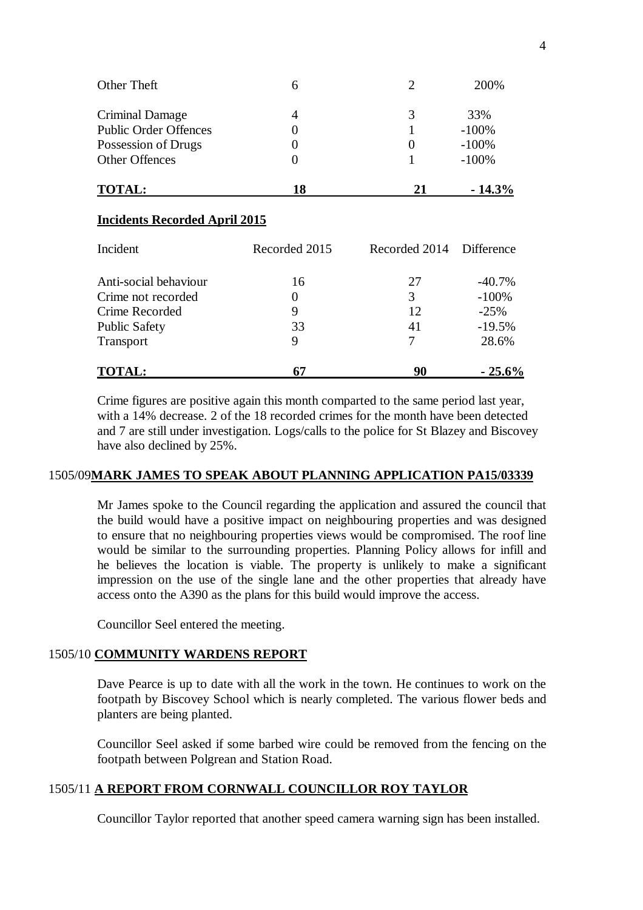| | | | |
|---|---|---|---|
| Other Theft | 6 | 2 | 200% |
| Criminal Damage | 4 | 3 | 33% |
| Public Order Offences | 0 | 1 | -100% |
| Possession of Drugs | 0 | 0 | -100% |
| Other Offences | 0 | 1 | -100% |
| **TOTAL:** | **18** | **21** | **- 14.3%** |

**Incidents Recorded April 2015**

| Incident | Recorded 2015 | Recorded 2014 | Difference |
|---|---|---|---|
| Anti-social behaviour | 16 | 27 | -40.7% |
| Crime not recorded | 0 | 3 | -100% |
| Crime Recorded | 9 | 12 | -25% |
| Public Safety | 33 | 41 | -19.5% |
| Transport | 9 | 7 | 28.6% |
| **TOTAL:** | **67** | **90** | **- 25.6%** |

Crime figures are positive again this month comparted to the same period last year, with a 14% decrease. 2 of the 18 recorded crimes for the month have been detected and 7 are still under investigation. Logs/calls to the police for St Blazey and Biscovey have also declined by 25%.

1505/09**MARK JAMES TO SPEAK ABOUT PLANNING APPLICATION PA15/03339**

Mr James spoke to the Council regarding the application and assured the council that the build would have a positive impact on neighbouring properties and was designed to ensure that no neighbouring properties views would be compromised. The roof line would be similar to the surrounding properties. Planning Policy allows for infill and he believes the location is viable. The property is unlikely to make a significant impression on the use of the single lane and the other properties that already have access onto the A390 as the plans for this build would improve the access.

Councillor Seel entered the meeting.

1505/10 **COMMUNITY WARDENS REPORT**

Dave Pearce is up to date with all the work in the town. He continues to work on the footpath by Biscovey School which is nearly completed. The various flower beds and planters are being planted.

Councillor Seel asked if some barbed wire could be removed from the fencing on the footpath between Polgrean and Station Road.

1505/11 **A REPORT FROM CORNWALL COUNCILLOR ROY TAYLOR**

Councillor Taylor reported that another speed camera warning sign has been installed.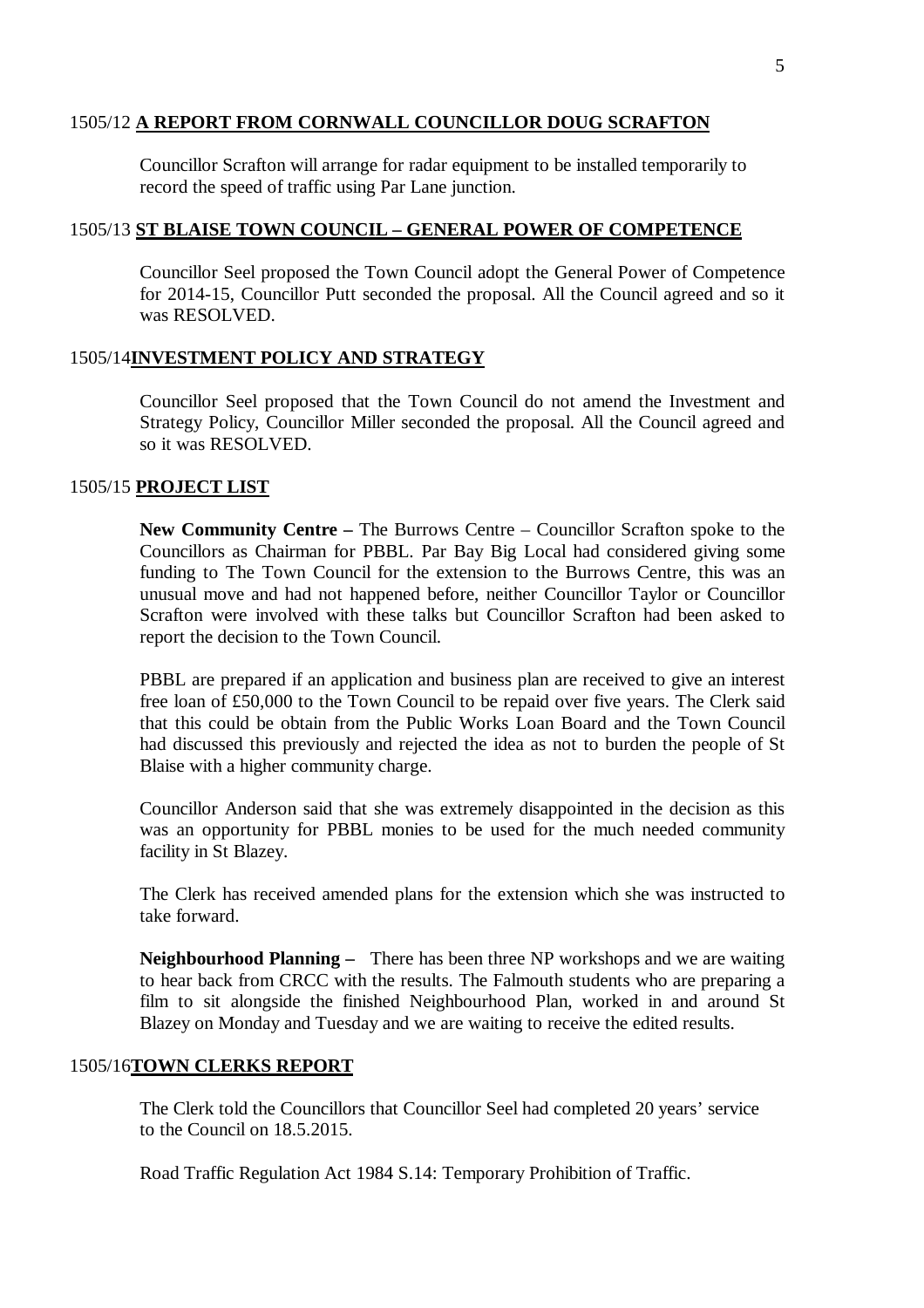1505/12 **A REPORT FROM CORNWALL COUNCILLOR DOUG SCRAFTON**

Councillor Scrafton will arrange for radar equipment to be installed temporarily to record the speed of traffic using Par Lane junction.

1505/13 **ST BLAISE TOWN COUNCIL – GENERAL POWER OF COMPETENCE**

Councillor Seel proposed the Town Council adopt the General Power of Competence for 2014-15, Councillor Putt seconded the proposal. All the Council agreed and so it was RESOLVED.

1505/14 **INVESTMENT POLICY AND STRATEGY**

Councillor Seel proposed that the Town Council do not amend the Investment and Strategy Policy, Councillor Miller seconded the proposal. All the Council agreed and so it was RESOLVED.

1505/15 **PROJECT LIST**

**New Community Centre –** The Burrows Centre – Councillor Scrafton spoke to the Councillors as Chairman for PBBL. Par Bay Big Local had considered giving some funding to The Town Council for the extension to the Burrows Centre, this was an unusual move and had not happened before, neither Councillor Taylor or Councillor Scrafton were involved with these talks but Councillor Scrafton had been asked to report the decision to the Town Council.

PBBL are prepared if an application and business plan are received to give an interest free loan of £50,000 to the Town Council to be repaid over five years. The Clerk said that this could be obtain from the Public Works Loan Board and the Town Council had discussed this previously and rejected the idea as not to burden the people of St Blaise with a higher community charge.

Councillor Anderson said that she was extremely disappointed in the decision as this was an opportunity for PBBL monies to be used for the much needed community facility in St Blazey.

The Clerk has received amended plans for the extension which she was instructed to take forward.

**Neighbourhood Planning –** There has been three NP workshops and we are waiting to hear back from CRCC with the results. The Falmouth students who are preparing a film to sit alongside the finished Neighbourhood Plan, worked in and around St Blazey on Monday and Tuesday and we are waiting to receive the edited results.

1505/16 **TOWN CLERKS REPORT**

The Clerk told the Councillors that Councillor Seel had completed 20 years' service to the Council on 18.5.2015.

Road Traffic Regulation Act 1984 S.14: Temporary Prohibition of Traffic.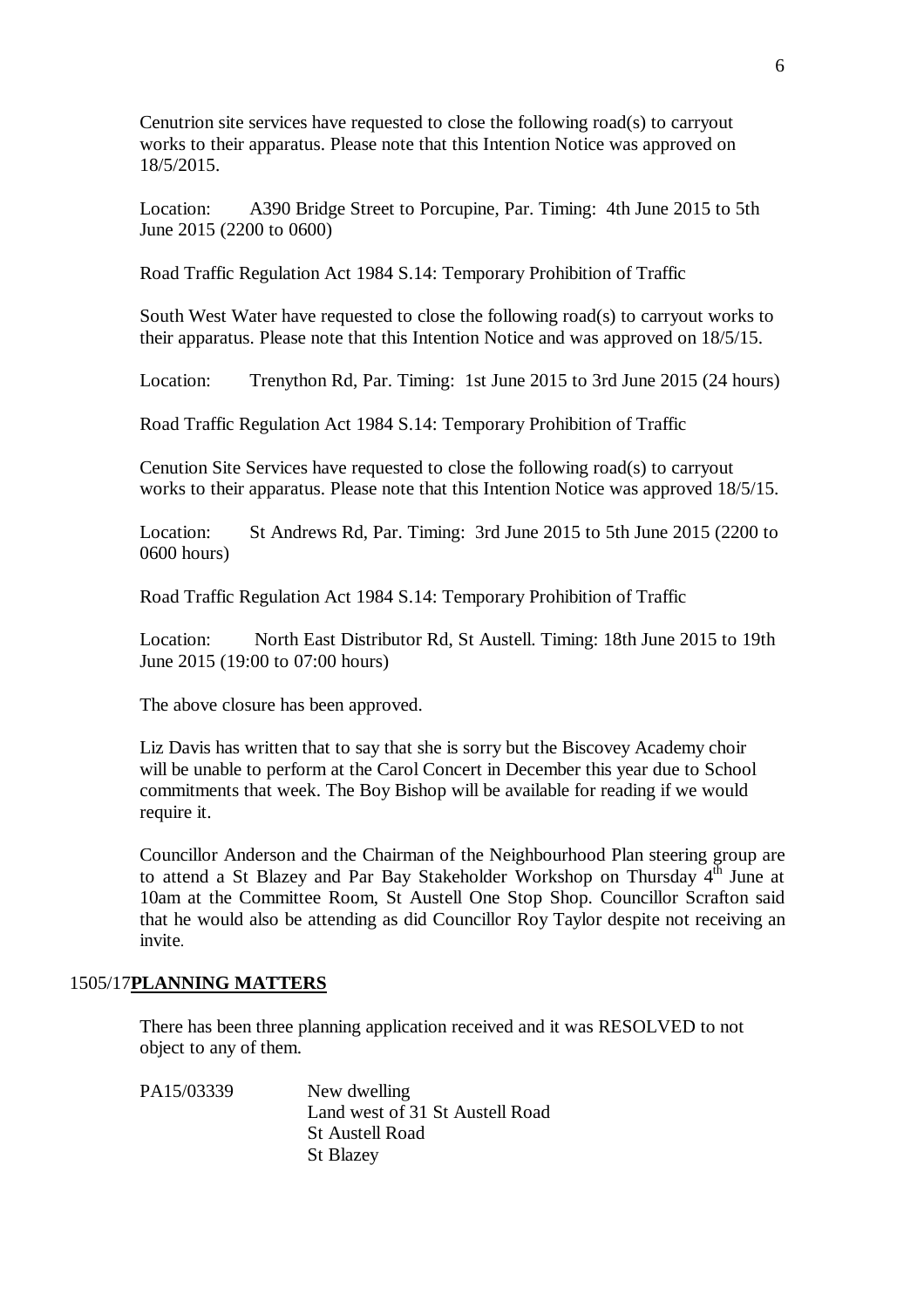Cenutrion site services have requested to close the following road(s) to carryout works to their apparatus. Please note that this Intention Notice was approved on 18/5/2015.

Location: A390 Bridge Street to Porcupine, Par. Timing: 4th June 2015 to 5th June 2015 (2200 to 0600)

Road Traffic Regulation Act 1984 S.14: Temporary Prohibition of Traffic

South West Water have requested to close the following road(s) to carryout works to their apparatus. Please note that this Intention Notice and was approved on 18/5/15.

Location: Trenython Rd, Par. Timing: 1st June 2015 to 3rd June 2015 (24 hours)

Road Traffic Regulation Act 1984 S.14: Temporary Prohibition of Traffic

Cenution Site Services have requested to close the following road(s) to carryout works to their apparatus. Please note that this Intention Notice was approved 18/5/15.

Location: St Andrews Rd, Par. Timing: 3rd June 2015 to 5th June 2015 (2200 to 0600 hours)

Road Traffic Regulation Act 1984 S.14: Temporary Prohibition of Traffic

Location: North East Distributor Rd, St Austell. Timing: 18th June 2015 to 19th June 2015 (19:00 to 07:00 hours)

The above closure has been approved.

Liz Davis has written that to say that she is sorry but the Biscovey Academy choir will be unable to perform at the Carol Concert in December this year due to School commitments that week. The Boy Bishop will be available for reading if we would require it.

Councillor Anderson and the Chairman of the Neighbourhood Plan steering group are to attend a St Blazey and Par Bay Stakeholder Workshop on Thursday 4th June at 10am at the Committee Room, St Austell One Stop Shop. Councillor Scrafton said that he would also be attending as did Councillor Roy Taylor despite not receiving an invite.

1505/17**PLANNING MATTERS**

There has been three planning application received and it was RESOLVED to not object to any of them.

PA15/03339 New dwelling
Land west of 31 St Austell Road
St Austell Road
St Blazey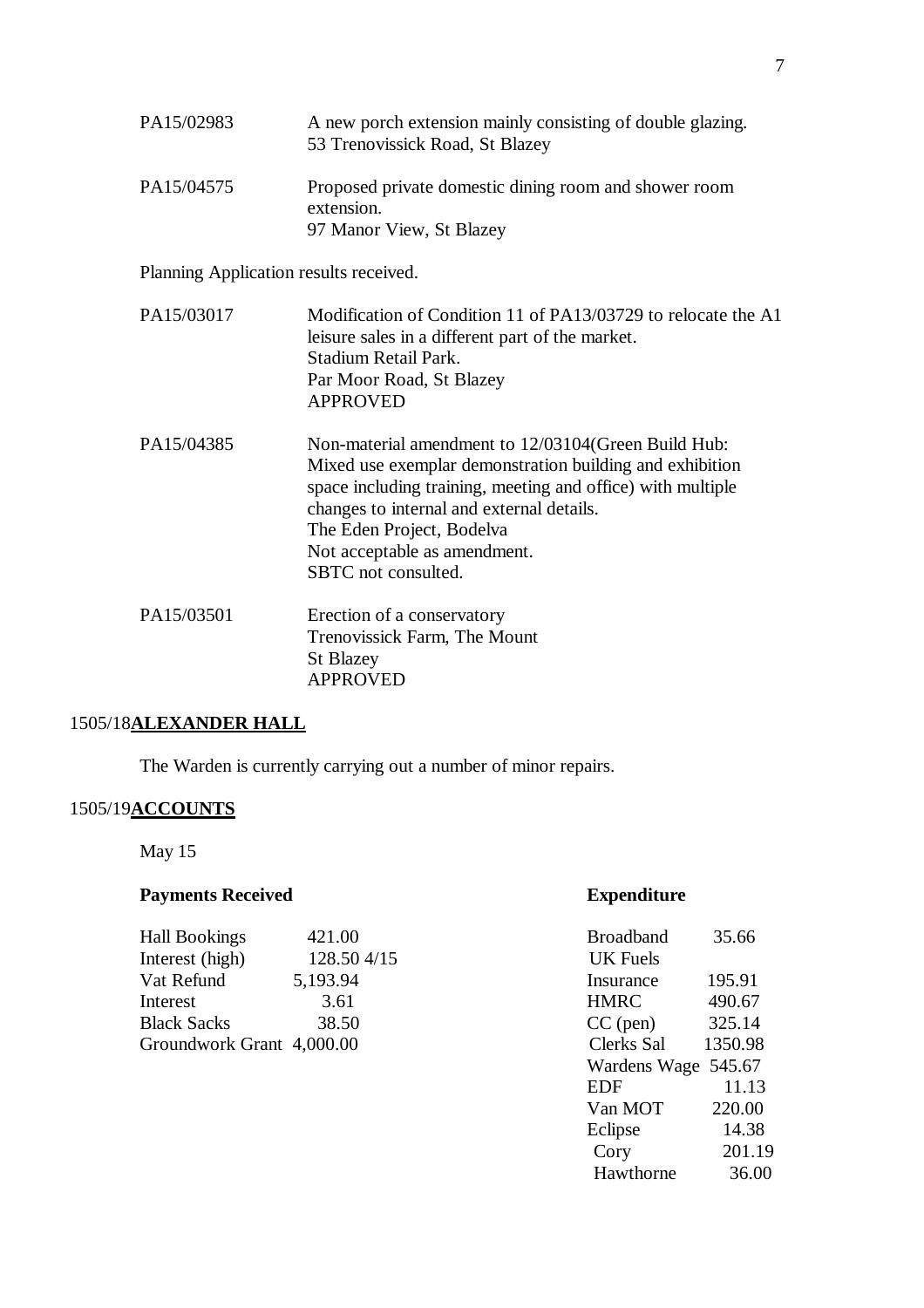PA15/02983 — A new porch extension mainly consisting of double glazing.
53 Trenovissick Road, St Blazey

PA15/04575 — Proposed private domestic dining room and shower room extension.
97 Manor View, St Blazey

Planning Application results received.

PA15/03017 — Modification of Condition 11 of PA13/03729 to relocate the A1 leisure sales in a different part of the market.
Stadium Retail Park.
Par Moor Road, St Blazey
APPROVED

PA15/04385 — Non-material amendment to 12/03104(Green Build Hub: Mixed use exemplar demonstration building and exhibition space including training, meeting and office) with multiple changes to internal and external details.
The Eden Project, Bodelva
Not acceptable as amendment.
SBTC not consulted.

PA15/03501 — Erection of a conservatory
Trenovissick Farm, The Mount
St Blazey
APPROVED

## 1505/18 **ALEXANDER HALL**

The Warden is currently carrying out a number of minor repairs.

## 1505/19 **ACCOUNTS**

May 15

**Payments Received**

| | |
|---|---|
| Hall Bookings | 421.00 |
| Interest (high) | 128.50 4/15 |
| Vat Refund | 5,193.94 |
| Interest | 3.61 |
| Black Sacks | 38.50 |
| Groundwork Grant | 4,000.00 |

**Expenditure**

| | |
|---|---|
| Broadband | 35.66 |
| UK Fuels | |
| Insurance | 195.91 |
| HMRC | 490.67 |
| CC (pen) | 325.14 |
| Clerks Sal | 1350.98 |
| Wardens Wage | 545.67 |
| EDF | 11.13 |
| Van MOT | 220.00 |
| Eclipse | 14.38 |
| Cory | 201.19 |
| Hawthorne | 36.00 |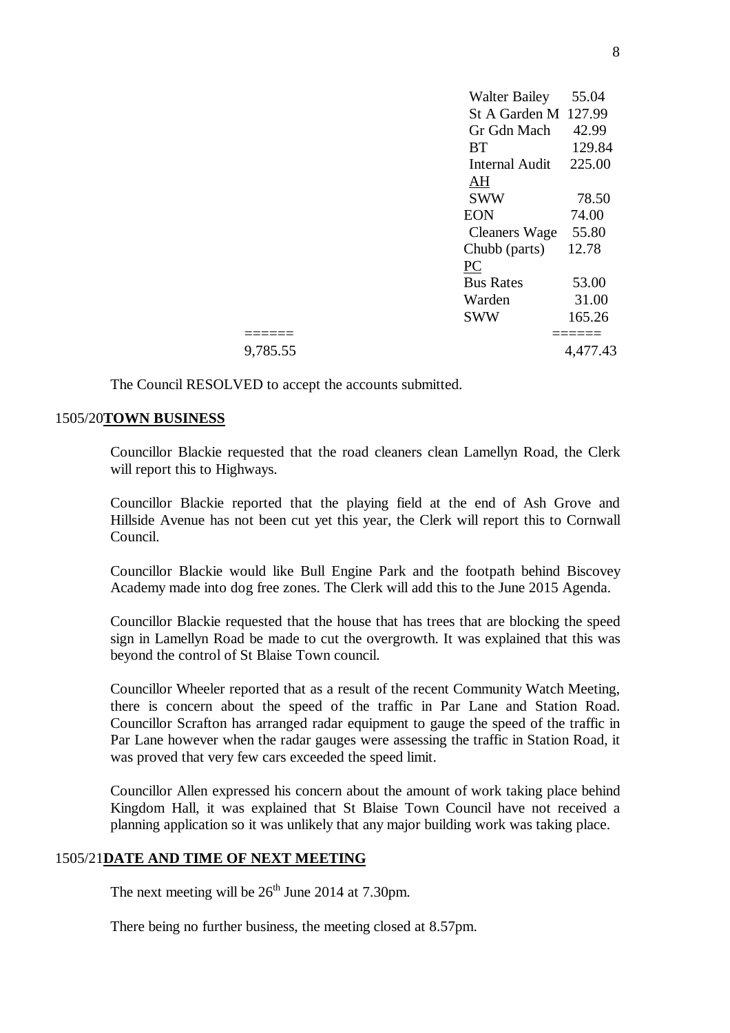| | | | |
|---|---|---|---|
| | | Walter Bailey | 55.04 |
| | | St A Garden M | 127.99 |
| | | Gr Gdn Mach | 42.99 |
| | | BT | 129.84 |
| | | Internal Audit | 225.00 |
| | | AH | |
| | | SWW | 78.50 |
| | | EON | 74.00 |
| | | Cleaners Wage | 55.80 |
| | | Chubb (parts) | 12.78 |
| | | PC | |
| | | Bus Rates | 53.00 |
| | | Warden | 31.00 |
| | | SWW | 165.26 |
| | ====== | | ====== |
| | 9,785.55 | | 4,477.43 |

The Council RESOLVED to accept the accounts submitted.

## 1505/20 TOWN BUSINESS

Councillor Blackie requested that the road cleaners clean Lamellyn Road, the Clerk will report this to Highways.

Councillor Blackie reported that the playing field at the end of Ash Grove and Hillside Avenue has not been cut yet this year, the Clerk will report this to Cornwall Council.

Councillor Blackie would like Bull Engine Park and the footpath behind Biscovey Academy made into dog free zones. The Clerk will add this to the June 2015 Agenda.

Councillor Blackie requested that the house that has trees that are blocking the speed sign in Lamellyn Road be made to cut the overgrowth. It was explained that this was beyond the control of St Blaise Town council.

Councillor Wheeler reported that as a result of the recent Community Watch Meeting, there is concern about the speed of the traffic in Par Lane and Station Road. Councillor Scrafton has arranged radar equipment to gauge the speed of the traffic in Par Lane however when the radar gauges were assessing the traffic in Station Road, it was proved that very few cars exceeded the speed limit.

Councillor Allen expressed his concern about the amount of work taking place behind Kingdom Hall, it was explained that St Blaise Town Council have not received a planning application so it was unlikely that any major building work was taking place.

## 1505/21 DATE AND TIME OF NEXT MEETING

The next meeting will be 26th June 2014 at 7.30pm.

There being no further business, the meeting closed at 8.57pm.